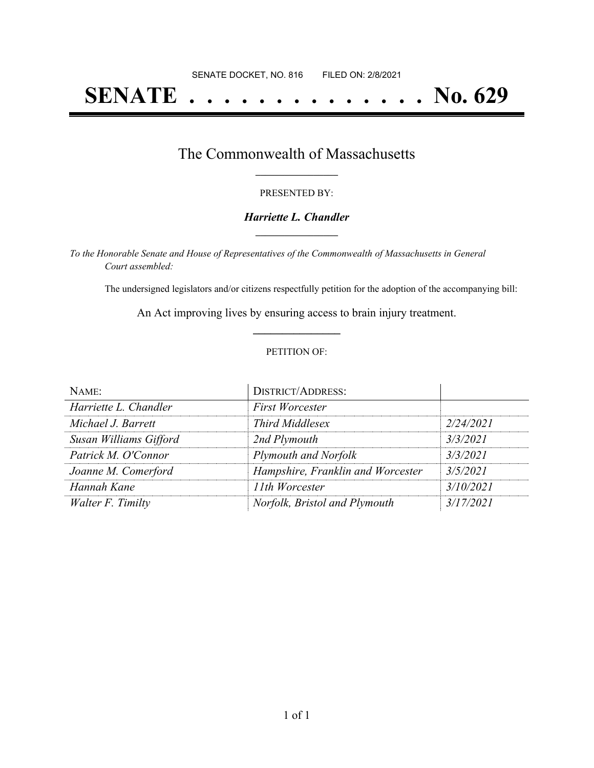SENATE DOCKET, NO. 816        FILED ON: 2/8/2021

# SENATE . . . . . . . . . . . . . . No. 629

## The Commonwealth of Massachusetts

PRESENTED BY:

***Harriette L. Chandler***

*To the Honorable Senate and House of Representatives of the Commonwealth of Massachusetts in General Court assembled:*

The undersigned legislators and/or citizens respectfully petition for the adoption of the accompanying bill:

An Act improving lives by ensuring access to brain injury treatment.

PETITION OF:

| NAME: | DISTRICT/ADDRESS: | |
|---|---|---|
| *Harriette L. Chandler* | *First Worcester* | |
| *Michael J. Barrett* | *Third Middlesex* | *2/24/2021* |
| *Susan Williams Gifford* | *2nd Plymouth* | *3/3/2021* |
| *Patrick M. O'Connor* | *Plymouth and Norfolk* | *3/3/2021* |
| *Joanne M. Comerford* | *Hampshire, Franklin and Worcester* | *3/5/2021* |
| *Hannah Kane* | *11th Worcester* | *3/10/2021* |
| *Walter F. Timilty* | *Norfolk, Bristol and Plymouth* | *3/17/2021* |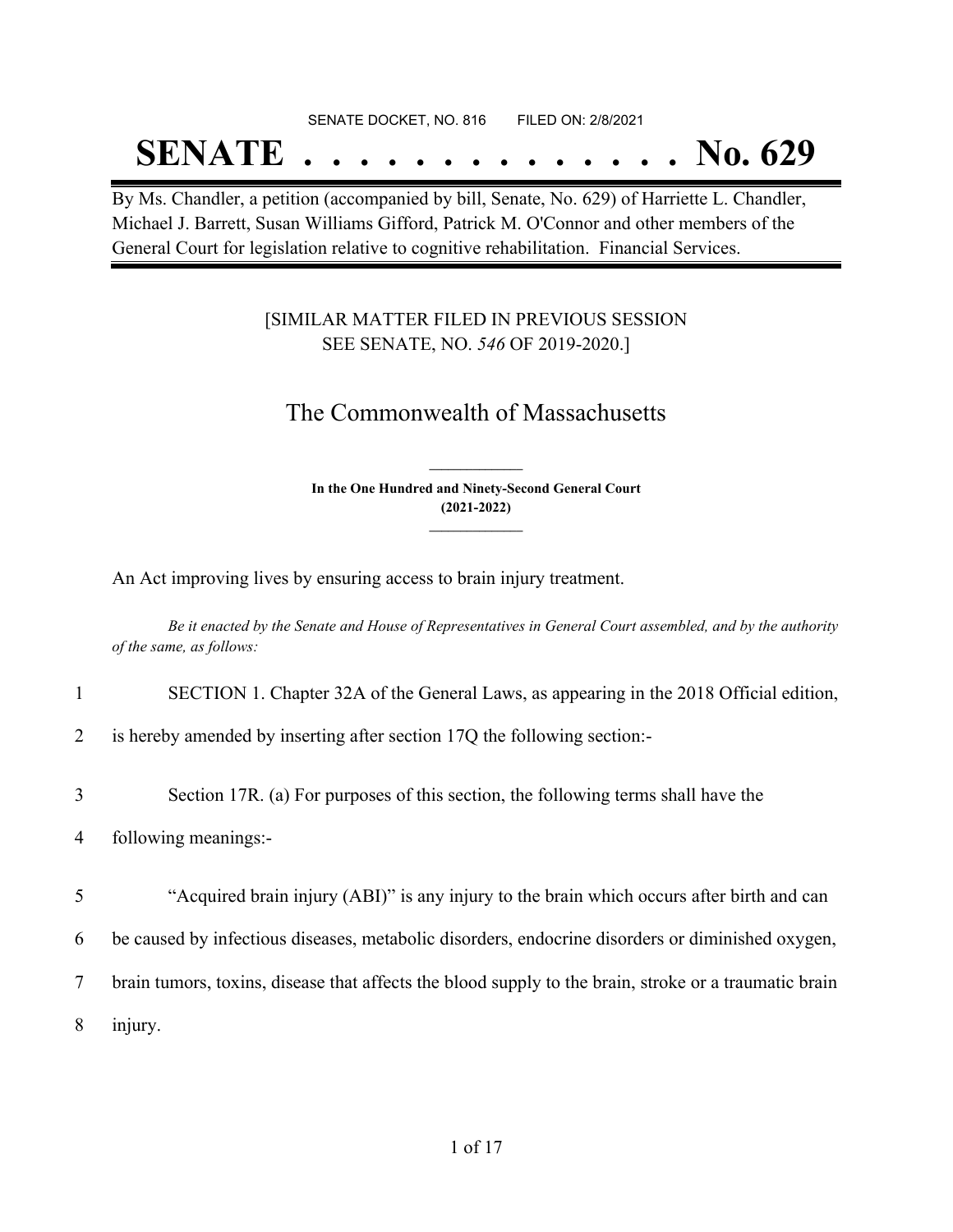SENATE DOCKET, NO. 816 FILED ON: 2/8/2021

# SENATE . . . . . . . . . . . . . . No. 629

By Ms. Chandler, a petition (accompanied by bill, Senate, No. 629) of Harriette L. Chandler, Michael J. Barrett, Susan Williams Gifford, Patrick M. O'Connor and other members of the General Court for legislation relative to cognitive rehabilitation. Financial Services.

[SIMILAR MATTER FILED IN PREVIOUS SESSION SEE SENATE, NO. *546* OF 2019-2020.]

## The Commonwealth of Massachusetts

**In the One Hundred and Ninety-Second General Court (2021-2022)**

An Act improving lives by ensuring access to brain injury treatment.

*Be it enacted by the Senate and House of Representatives in General Court assembled, and by the authority of the same, as follows:*

1 SECTION 1. Chapter 32A of the General Laws, as appearing in the 2018 Official edition,
2 is hereby amended by inserting after section 17Q the following section:-

3 Section 17R. (a) For purposes of this section, the following terms shall have the
4 following meanings:-

5 "Acquired brain injury (ABI)" is any injury to the brain which occurs after birth and can
6 be caused by infectious diseases, metabolic disorders, endocrine disorders or diminished oxygen,
7 brain tumors, toxins, disease that affects the blood supply to the brain, stroke or a traumatic brain
8 injury.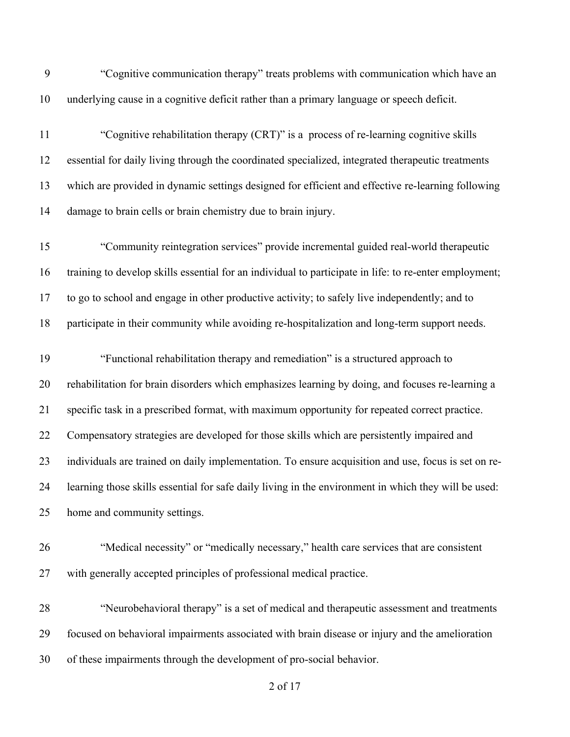"Cognitive communication therapy" treats problems with communication which have an underlying cause in a cognitive deficit rather than a primary language or speech deficit.

"Cognitive rehabilitation therapy (CRT)" is a process of re-learning cognitive skills essential for daily living through the coordinated specialized, integrated therapeutic treatments which are provided in dynamic settings designed for efficient and effective re-learning following damage to brain cells or brain chemistry due to brain injury.

"Community reintegration services" provide incremental guided real-world therapeutic training to develop skills essential for an individual to participate in life: to re-enter employment; to go to school and engage in other productive activity; to safely live independently; and to participate in their community while avoiding re-hospitalization and long-term support needs.

"Functional rehabilitation therapy and remediation" is a structured approach to rehabilitation for brain disorders which emphasizes learning by doing, and focuses re-learning a specific task in a prescribed format, with maximum opportunity for repeated correct practice. Compensatory strategies are developed for those skills which are persistently impaired and individuals are trained on daily implementation. To ensure acquisition and use, focus is set on re-learning those skills essential for safe daily living in the environment in which they will be used: home and community settings.

"Medical necessity" or "medically necessary," health care services that are consistent with generally accepted principles of professional medical practice.

"Neurobehavioral therapy" is a set of medical and therapeutic assessment and treatments focused on behavioral impairments associated with brain disease or injury and the amelioration of these impairments through the development of pro-social behavior.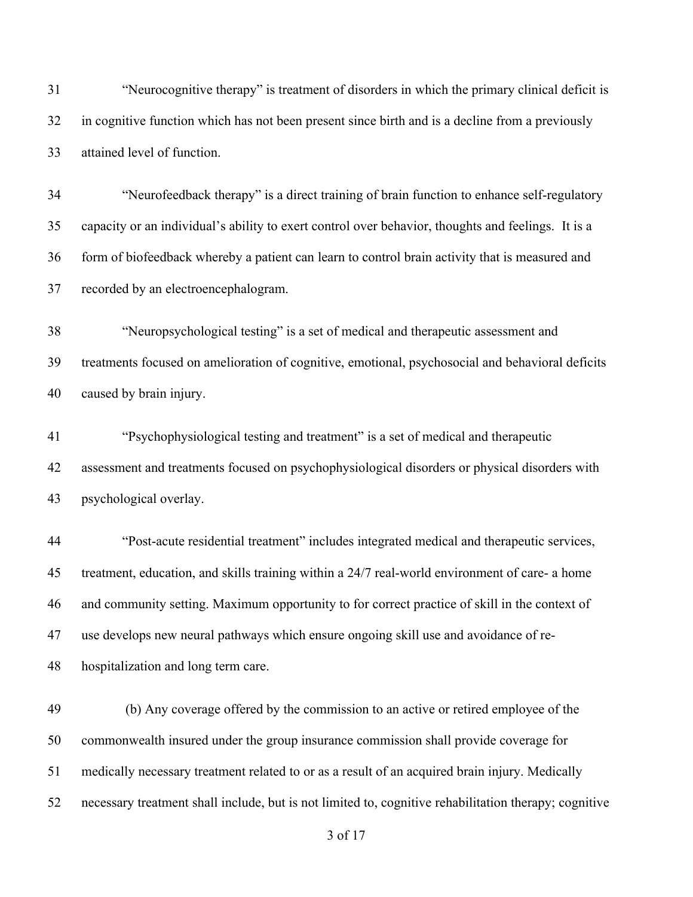31 "Neurocognitive therapy" is treatment of disorders in which the primary clinical deficit is
32 in cognitive function which has not been present since birth and is a decline from a previously
33 attained level of function.

34 "Neurofeedback therapy" is a direct training of brain function to enhance self-regulatory
35 capacity or an individual's ability to exert control over behavior, thoughts and feelings. It is a
36 form of biofeedback whereby a patient can learn to control brain activity that is measured and
37 recorded by an electroencephalogram.

38 "Neuropsychological testing" is a set of medical and therapeutic assessment and
39 treatments focused on amelioration of cognitive, emotional, psychosocial and behavioral deficits
40 caused by brain injury.

41 "Psychophysiological testing and treatment" is a set of medical and therapeutic
42 assessment and treatments focused on psychophysiological disorders or physical disorders with
43 psychological overlay.

44 "Post-acute residential treatment" includes integrated medical and therapeutic services,
45 treatment, education, and skills training within a 24/7 real-world environment of care- a home
46 and community setting. Maximum opportunity to for correct practice of skill in the context of
47 use develops new neural pathways which ensure ongoing skill use and avoidance of re-
48 hospitalization and long term care.

49 (b) Any coverage offered by the commission to an active or retired employee of the
50 commonwealth insured under the group insurance commission shall provide coverage for
51 medically necessary treatment related to or as a result of an acquired brain injury. Medically
52 necessary treatment shall include, but is not limited to, cognitive rehabilitation therapy; cognitive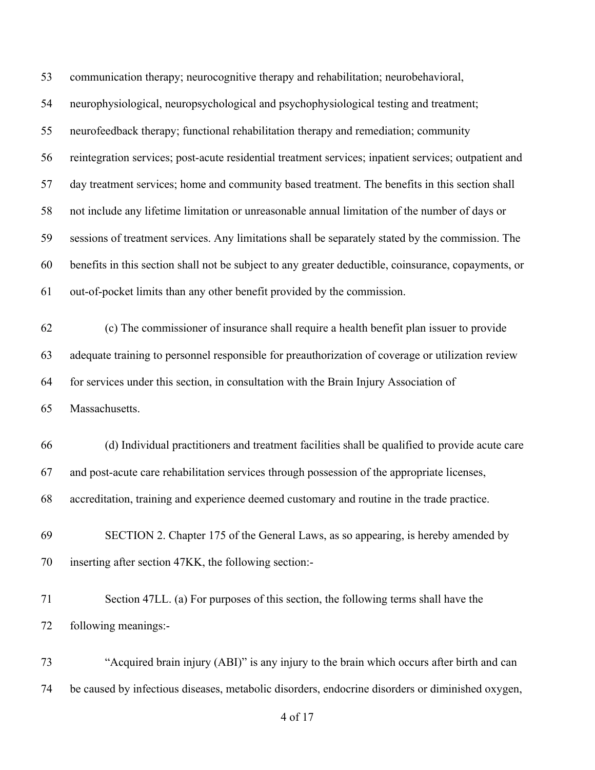communication therapy; neurocognitive therapy and rehabilitation; neurobehavioral, neurophysiological, neuropsychological and psychophysiological testing and treatment; neurofeedback therapy; functional rehabilitation therapy and remediation; community reintegration services; post-acute residential treatment services; inpatient services; outpatient and day treatment services; home and community based treatment. The benefits in this section shall not include any lifetime limitation or unreasonable annual limitation of the number of days or sessions of treatment services. Any limitations shall be separately stated by the commission. The benefits in this section shall not be subject to any greater deductible, coinsurance, copayments, or out-of-pocket limits than any other benefit provided by the commission.

(c) The commissioner of insurance shall require a health benefit plan issuer to provide adequate training to personnel responsible for preauthorization of coverage or utilization review for services under this section, in consultation with the Brain Injury Association of Massachusetts.

(d) Individual practitioners and treatment facilities shall be qualified to provide acute care and post-acute care rehabilitation services through possession of the appropriate licenses, accreditation, training and experience deemed customary and routine in the trade practice.

SECTION 2. Chapter 175 of the General Laws, as so appearing, is hereby amended by inserting after section 47KK, the following section:-

Section 47LL. (a) For purposes of this section, the following terms shall have the following meanings:-

"Acquired brain injury (ABI)" is any injury to the brain which occurs after birth and can be caused by infectious diseases, metabolic disorders, endocrine disorders or diminished oxygen,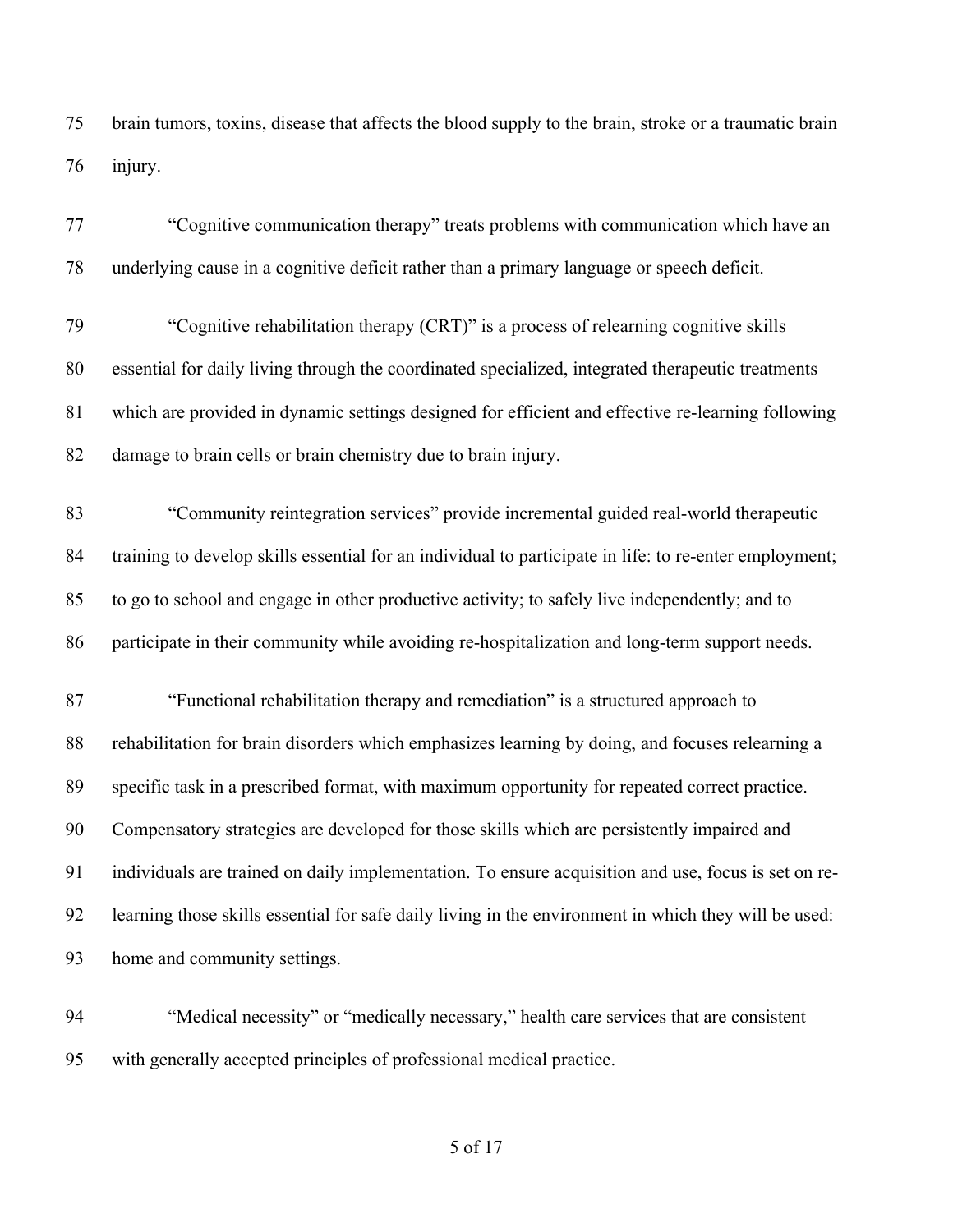brain tumors, toxins, disease that affects the blood supply to the brain, stroke or a traumatic brain injury.

"Cognitive communication therapy" treats problems with communication which have an underlying cause in a cognitive deficit rather than a primary language or speech deficit.

"Cognitive rehabilitation therapy (CRT)" is a process of relearning cognitive skills essential for daily living through the coordinated specialized, integrated therapeutic treatments which are provided in dynamic settings designed for efficient and effective re-learning following damage to brain cells or brain chemistry due to brain injury.

"Community reintegration services" provide incremental guided real-world therapeutic training to develop skills essential for an individual to participate in life: to re-enter employment; to go to school and engage in other productive activity; to safely live independently; and to participate in their community while avoiding re-hospitalization and long-term support needs.

"Functional rehabilitation therapy and remediation" is a structured approach to rehabilitation for brain disorders which emphasizes learning by doing, and focuses relearning a specific task in a prescribed format, with maximum opportunity for repeated correct practice. Compensatory strategies are developed for those skills which are persistently impaired and individuals are trained on daily implementation. To ensure acquisition and use, focus is set on re-learning those skills essential for safe daily living in the environment in which they will be used: home and community settings.

"Medical necessity" or "medically necessary," health care services that are consistent with generally accepted principles of professional medical practice.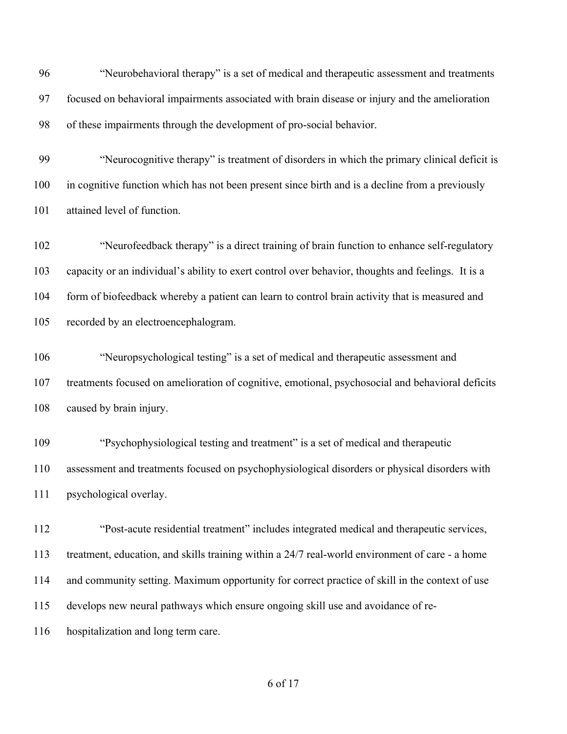"Neurobehavioral therapy" is a set of medical and therapeutic assessment and treatments focused on behavioral impairments associated with brain disease or injury and the amelioration of these impairments through the development of pro-social behavior.

"Neurocognitive therapy" is treatment of disorders in which the primary clinical deficit is in cognitive function which has not been present since birth and is a decline from a previously attained level of function.

"Neurofeedback therapy" is a direct training of brain function to enhance self-regulatory capacity or an individual's ability to exert control over behavior, thoughts and feelings. It is a form of biofeedback whereby a patient can learn to control brain activity that is measured and recorded by an electroencephalogram.

"Neuropsychological testing" is a set of medical and therapeutic assessment and treatments focused on amelioration of cognitive, emotional, psychosocial and behavioral deficits caused by brain injury.

"Psychophysiological testing and treatment" is a set of medical and therapeutic assessment and treatments focused on psychophysiological disorders or physical disorders with psychological overlay.

"Post-acute residential treatment" includes integrated medical and therapeutic services, treatment, education, and skills training within a 24/7 real-world environment of care - a home and community setting. Maximum opportunity for correct practice of skill in the context of use develops new neural pathways which ensure ongoing skill use and avoidance of re-hospitalization and long term care.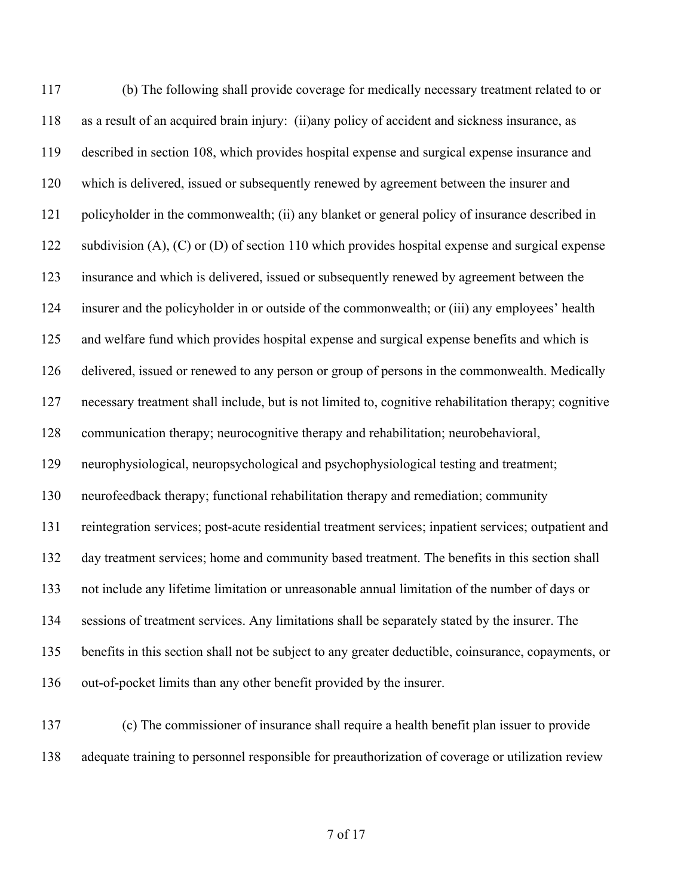(b) The following shall provide coverage for medically necessary treatment related to or as a result of an acquired brain injury: (ii)any policy of accident and sickness insurance, as described in section 108, which provides hospital expense and surgical expense insurance and which is delivered, issued or subsequently renewed by agreement between the insurer and policyholder in the commonwealth; (ii) any blanket or general policy of insurance described in subdivision (A), (C) or (D) of section 110 which provides hospital expense and surgical expense insurance and which is delivered, issued or subsequently renewed by agreement between the insurer and the policyholder in or outside of the commonwealth; or (iii) any employees' health and welfare fund which provides hospital expense and surgical expense benefits and which is delivered, issued or renewed to any person or group of persons in the commonwealth. Medically necessary treatment shall include, but is not limited to, cognitive rehabilitation therapy; cognitive communication therapy; neurocognitive therapy and rehabilitation; neurobehavioral, neurophysiological, neuropsychological and psychophysiological testing and treatment; neurofeedback therapy; functional rehabilitation therapy and remediation; community reintegration services; post-acute residential treatment services; inpatient services; outpatient and day treatment services; home and community based treatment. The benefits in this section shall not include any lifetime limitation or unreasonable annual limitation of the number of days or sessions of treatment services. Any limitations shall be separately stated by the insurer. The benefits in this section shall not be subject to any greater deductible, coinsurance, copayments, or out-of-pocket limits than any other benefit provided by the insurer.

(c) The commissioner of insurance shall require a health benefit plan issuer to provide adequate training to personnel responsible for preauthorization of coverage or utilization review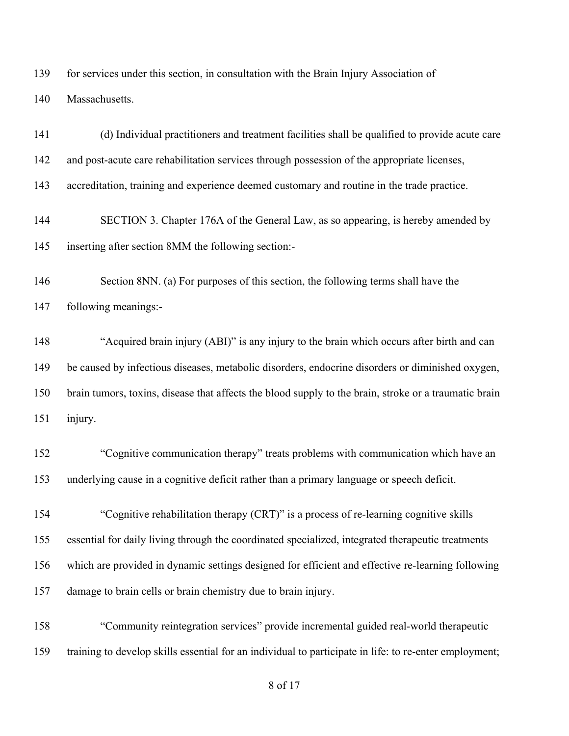for services under this section, in consultation with the Brain Injury Association of Massachusetts.

(d) Individual practitioners and treatment facilities shall be qualified to provide acute care and post-acute care rehabilitation services through possession of the appropriate licenses, accreditation, training and experience deemed customary and routine in the trade practice.

SECTION 3. Chapter 176A of the General Law, as so appearing, is hereby amended by inserting after section 8MM the following section:-

Section 8NN. (a) For purposes of this section, the following terms shall have the following meanings:-

"Acquired brain injury (ABI)" is any injury to the brain which occurs after birth and can be caused by infectious diseases, metabolic disorders, endocrine disorders or diminished oxygen, brain tumors, toxins, disease that affects the blood supply to the brain, stroke or a traumatic brain injury.

"Cognitive communication therapy" treats problems with communication which have an underlying cause in a cognitive deficit rather than a primary language or speech deficit.

"Cognitive rehabilitation therapy (CRT)" is a process of re-learning cognitive skills essential for daily living through the coordinated specialized, integrated therapeutic treatments which are provided in dynamic settings designed for efficient and effective re-learning following damage to brain cells or brain chemistry due to brain injury.

"Community reintegration services" provide incremental guided real-world therapeutic training to develop skills essential for an individual to participate in life: to re-enter employment;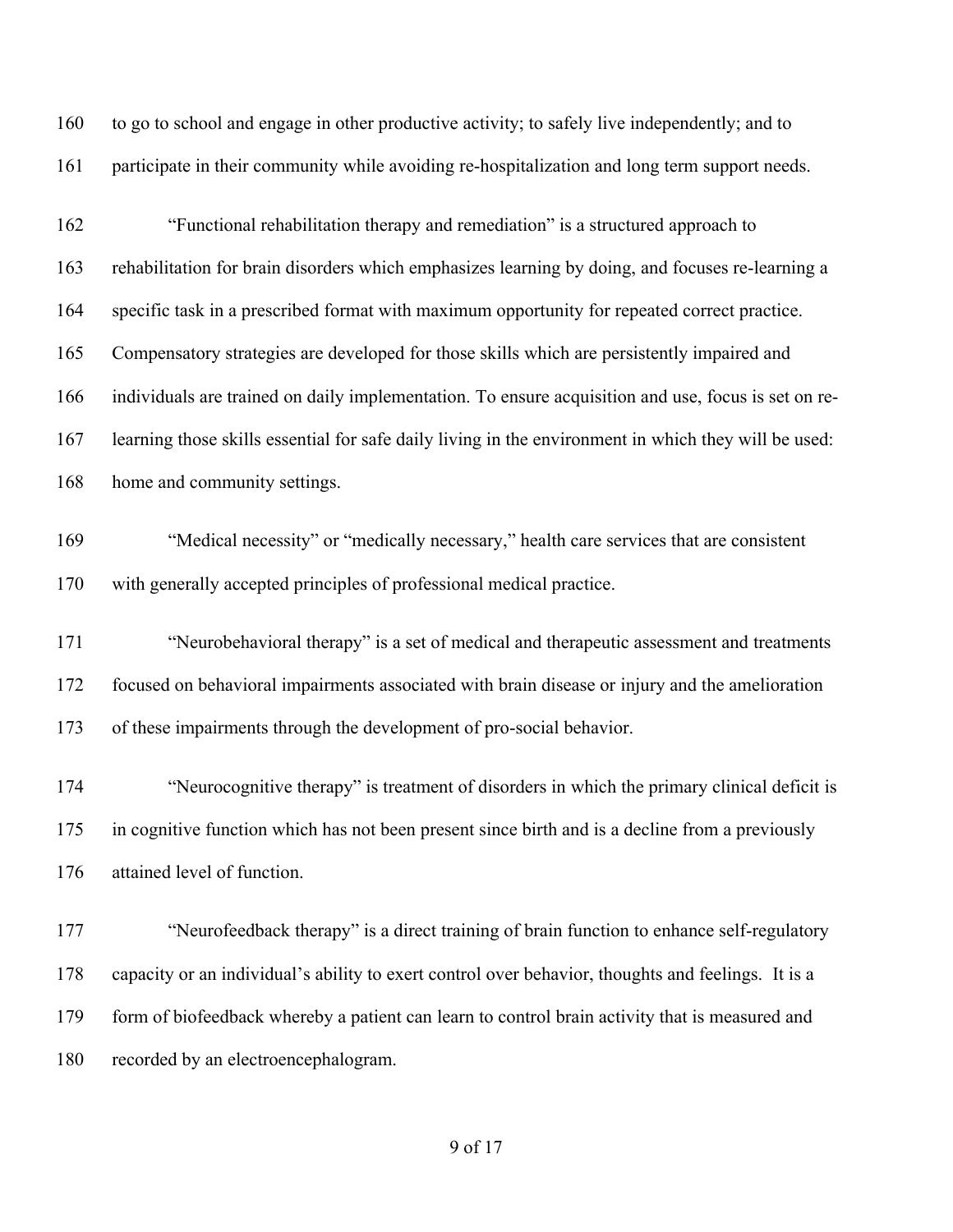to go to school and engage in other productive activity; to safely live independently; and to participate in their community while avoiding re-hospitalization and long term support needs.

"Functional rehabilitation therapy and remediation" is a structured approach to rehabilitation for brain disorders which emphasizes learning by doing, and focuses re-learning a specific task in a prescribed format with maximum opportunity for repeated correct practice. Compensatory strategies are developed for those skills which are persistently impaired and individuals are trained on daily implementation. To ensure acquisition and use, focus is set on re-learning those skills essential for safe daily living in the environment in which they will be used: home and community settings.

"Medical necessity" or "medically necessary," health care services that are consistent with generally accepted principles of professional medical practice.

"Neurobehavioral therapy" is a set of medical and therapeutic assessment and treatments focused on behavioral impairments associated with brain disease or injury and the amelioration of these impairments through the development of pro-social behavior.

"Neurocognitive therapy" is treatment of disorders in which the primary clinical deficit is in cognitive function which has not been present since birth and is a decline from a previously attained level of function.

"Neurofeedback therapy" is a direct training of brain function to enhance self-regulatory capacity or an individual's ability to exert control over behavior, thoughts and feelings. It is a form of biofeedback whereby a patient can learn to control brain activity that is measured and recorded by an electroencephalogram.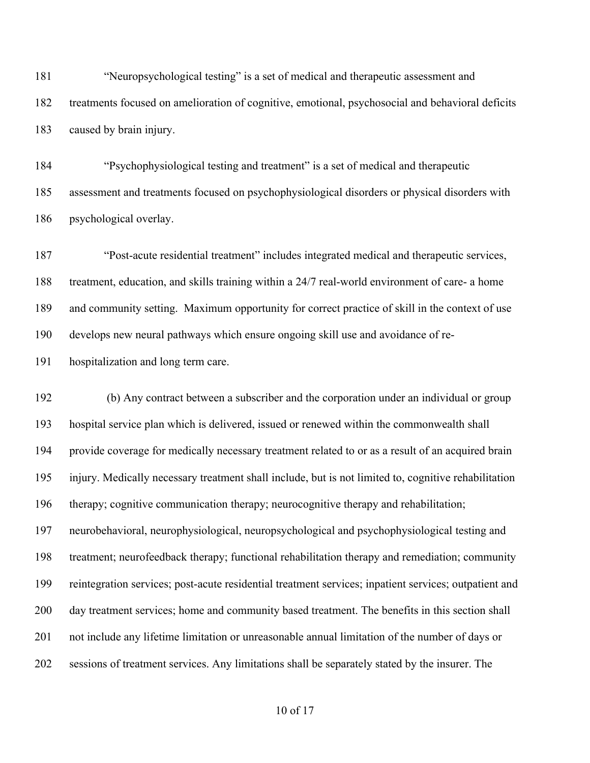"Neuropsychological testing" is a set of medical and therapeutic assessment and treatments focused on amelioration of cognitive, emotional, psychosocial and behavioral deficits caused by brain injury.

"Psychophysiological testing and treatment" is a set of medical and therapeutic assessment and treatments focused on psychophysiological disorders or physical disorders with psychological overlay.

"Post-acute residential treatment" includes integrated medical and therapeutic services, treatment, education, and skills training within a 24/7 real-world environment of care- a home and community setting. Maximum opportunity for correct practice of skill in the context of use develops new neural pathways which ensure ongoing skill use and avoidance of re-hospitalization and long term care.

(b) Any contract between a subscriber and the corporation under an individual or group hospital service plan which is delivered, issued or renewed within the commonwealth shall provide coverage for medically necessary treatment related to or as a result of an acquired brain injury. Medically necessary treatment shall include, but is not limited to, cognitive rehabilitation therapy; cognitive communication therapy; neurocognitive therapy and rehabilitation; neurobehavioral, neurophysiological, neuropsychological and psychophysiological testing and treatment; neurofeedback therapy; functional rehabilitation therapy and remediation; community reintegration services; post-acute residential treatment services; inpatient services; outpatient and day treatment services; home and community based treatment. The benefits in this section shall not include any lifetime limitation or unreasonable annual limitation of the number of days or sessions of treatment services. Any limitations shall be separately stated by the insurer. The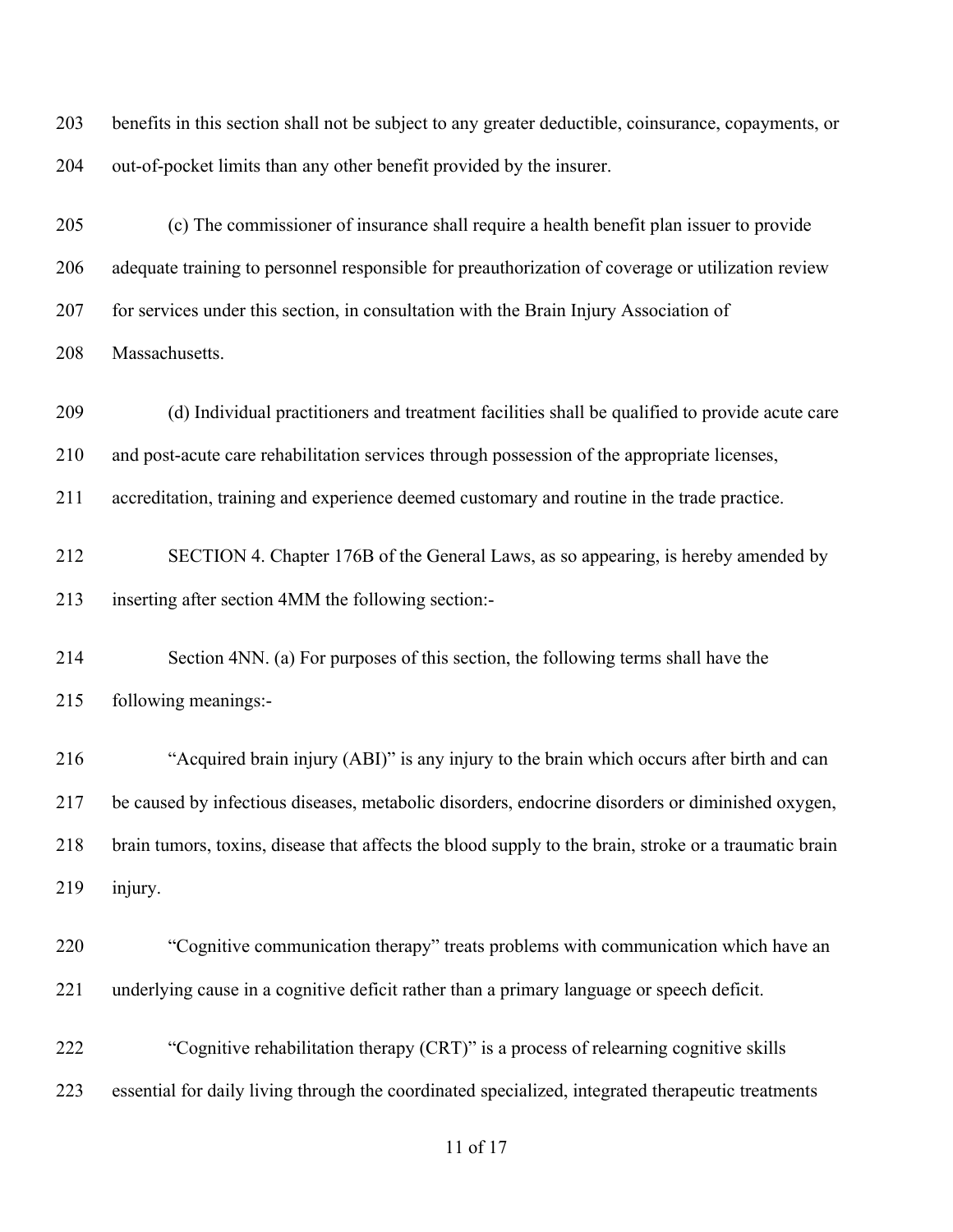benefits in this section shall not be subject to any greater deductible, coinsurance, copayments, or out-of-pocket limits than any other benefit provided by the insurer.

(c) The commissioner of insurance shall require a health benefit plan issuer to provide adequate training to personnel responsible for preauthorization of coverage or utilization review for services under this section, in consultation with the Brain Injury Association of Massachusetts.

(d) Individual practitioners and treatment facilities shall be qualified to provide acute care and post-acute care rehabilitation services through possession of the appropriate licenses, accreditation, training and experience deemed customary and routine in the trade practice.

SECTION 4. Chapter 176B of the General Laws, as so appearing, is hereby amended by inserting after section 4MM the following section:-

Section 4NN. (a) For purposes of this section, the following terms shall have the following meanings:-

"Acquired brain injury (ABI)" is any injury to the brain which occurs after birth and can be caused by infectious diseases, metabolic disorders, endocrine disorders or diminished oxygen, brain tumors, toxins, disease that affects the blood supply to the brain, stroke or a traumatic brain injury.

"Cognitive communication therapy" treats problems with communication which have an underlying cause in a cognitive deficit rather than a primary language or speech deficit.

"Cognitive rehabilitation therapy (CRT)" is a process of relearning cognitive skills essential for daily living through the coordinated specialized, integrated therapeutic treatments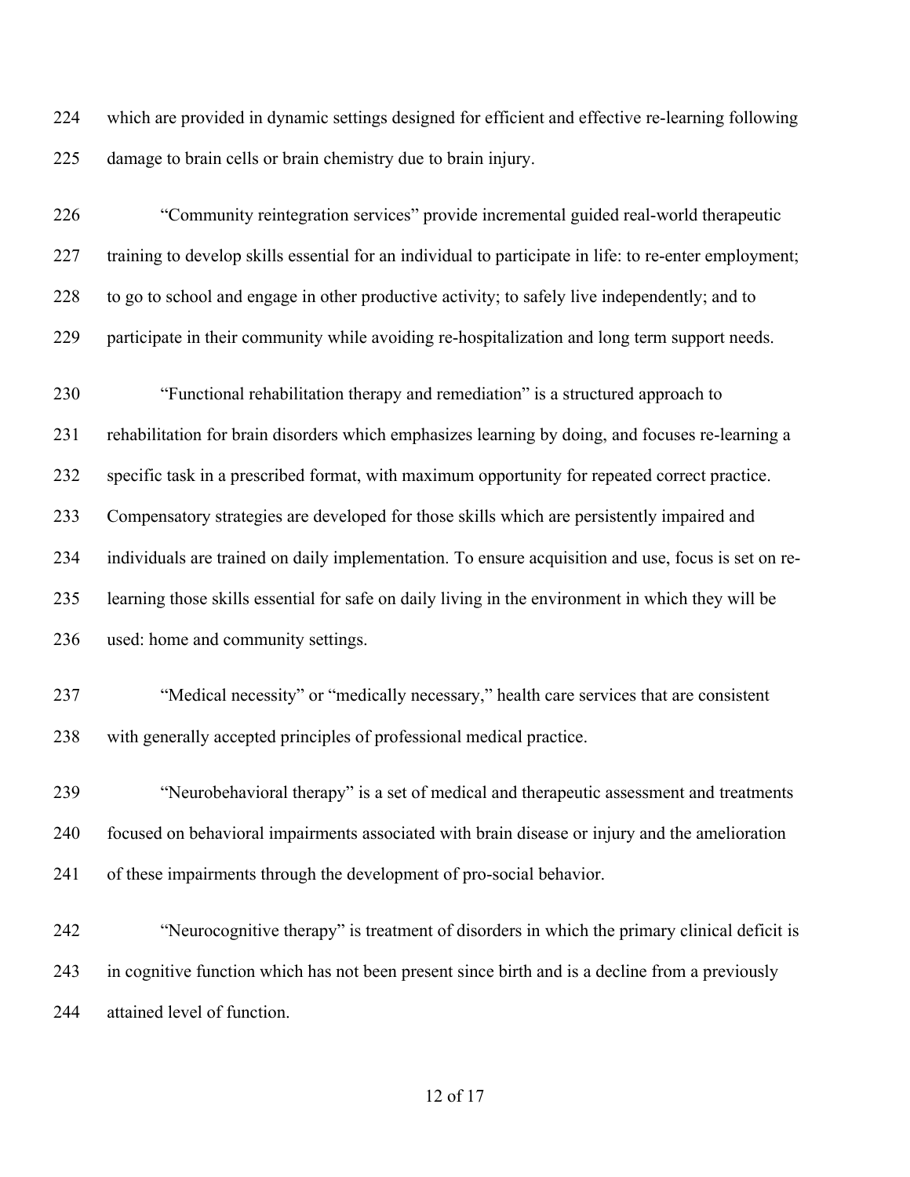which are provided in dynamic settings designed for efficient and effective re-learning following damage to brain cells or brain chemistry due to brain injury.

"Community reintegration services" provide incremental guided real-world therapeutic training to develop skills essential for an individual to participate in life: to re-enter employment; to go to school and engage in other productive activity; to safely live independently; and to participate in their community while avoiding re-hospitalization and long term support needs.

"Functional rehabilitation therapy and remediation" is a structured approach to rehabilitation for brain disorders which emphasizes learning by doing, and focuses re-learning a specific task in a prescribed format, with maximum opportunity for repeated correct practice. Compensatory strategies are developed for those skills which are persistently impaired and individuals are trained on daily implementation. To ensure acquisition and use, focus is set on re-learning those skills essential for safe on daily living in the environment in which they will be used: home and community settings.

"Medical necessity" or "medically necessary," health care services that are consistent with generally accepted principles of professional medical practice.

"Neurobehavioral therapy" is a set of medical and therapeutic assessment and treatments focused on behavioral impairments associated with brain disease or injury and the amelioration of these impairments through the development of pro-social behavior.

"Neurocognitive therapy" is treatment of disorders in which the primary clinical deficit is in cognitive function which has not been present since birth and is a decline from a previously attained level of function.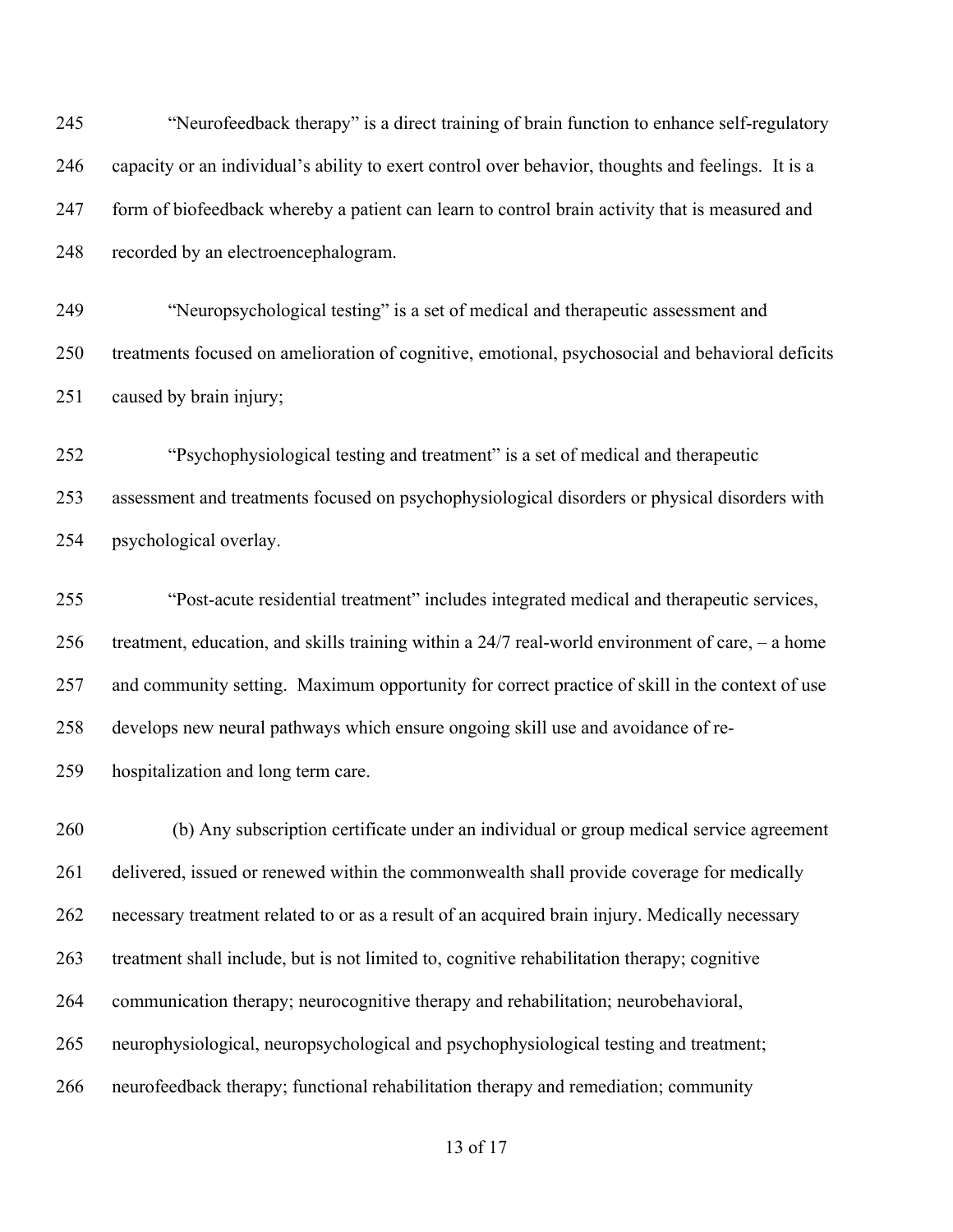"Neurofeedback therapy" is a direct training of brain function to enhance self-regulatory capacity or an individual's ability to exert control over behavior, thoughts and feelings. It is a form of biofeedback whereby a patient can learn to control brain activity that is measured and recorded by an electroencephalogram.

"Neuropsychological testing" is a set of medical and therapeutic assessment and treatments focused on amelioration of cognitive, emotional, psychosocial and behavioral deficits caused by brain injury;

"Psychophysiological testing and treatment" is a set of medical and therapeutic assessment and treatments focused on psychophysiological disorders or physical disorders with psychological overlay.

"Post-acute residential treatment" includes integrated medical and therapeutic services, treatment, education, and skills training within a 24/7 real-world environment of care, – a home and community setting. Maximum opportunity for correct practice of skill in the context of use develops new neural pathways which ensure ongoing skill use and avoidance of re-hospitalization and long term care.

(b) Any subscription certificate under an individual or group medical service agreement delivered, issued or renewed within the commonwealth shall provide coverage for medically necessary treatment related to or as a result of an acquired brain injury. Medically necessary treatment shall include, but is not limited to, cognitive rehabilitation therapy; cognitive communication therapy; neurocognitive therapy and rehabilitation; neurobehavioral, neurophysiological, neuropsychological and psychophysiological testing and treatment; neurofeedback therapy; functional rehabilitation therapy and remediation; community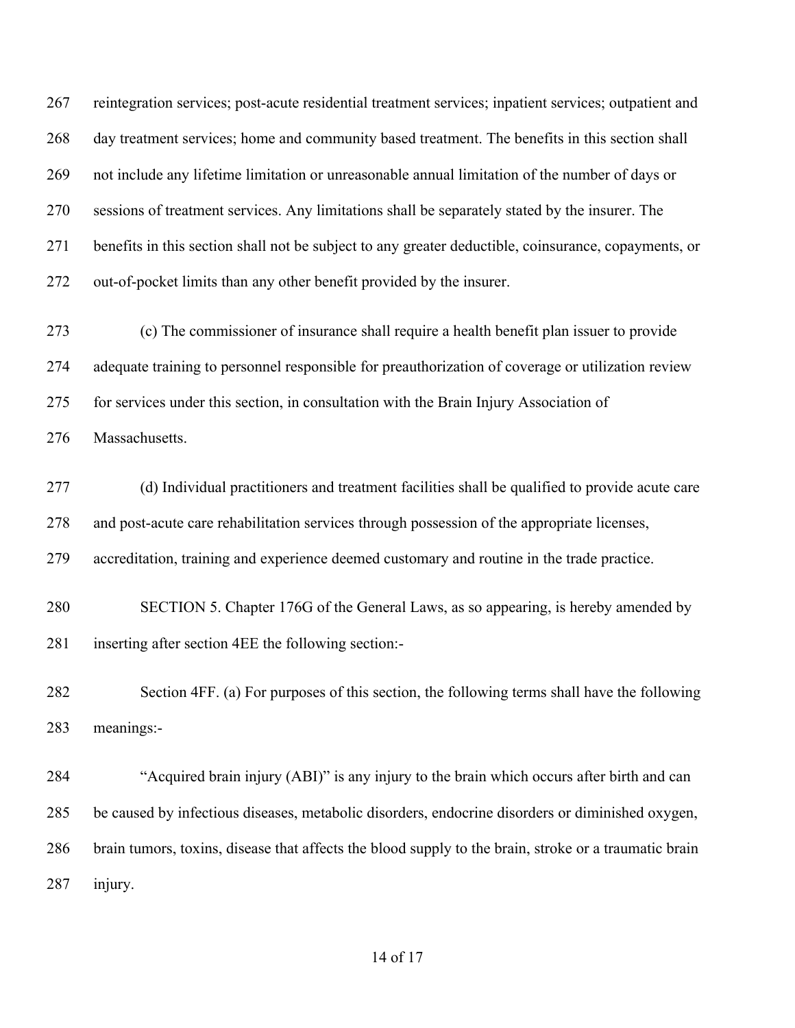reintegration services; post-acute residential treatment services; inpatient services; outpatient and day treatment services; home and community based treatment. The benefits in this section shall not include any lifetime limitation or unreasonable annual limitation of the number of days or sessions of treatment services. Any limitations shall be separately stated by the insurer. The benefits in this section shall not be subject to any greater deductible, coinsurance, copayments, or out-of-pocket limits than any other benefit provided by the insurer.

(c) The commissioner of insurance shall require a health benefit plan issuer to provide adequate training to personnel responsible for preauthorization of coverage or utilization review for services under this section, in consultation with the Brain Injury Association of Massachusetts.

(d) Individual practitioners and treatment facilities shall be qualified to provide acute care and post-acute care rehabilitation services through possession of the appropriate licenses, accreditation, training and experience deemed customary and routine in the trade practice.

SECTION 5. Chapter 176G of the General Laws, as so appearing, is hereby amended by inserting after section 4EE the following section:-

Section 4FF. (a) For purposes of this section, the following terms shall have the following meanings:-

"Acquired brain injury (ABI)" is any injury to the brain which occurs after birth and can be caused by infectious diseases, metabolic disorders, endocrine disorders or diminished oxygen, brain tumors, toxins, disease that affects the blood supply to the brain, stroke or a traumatic brain injury.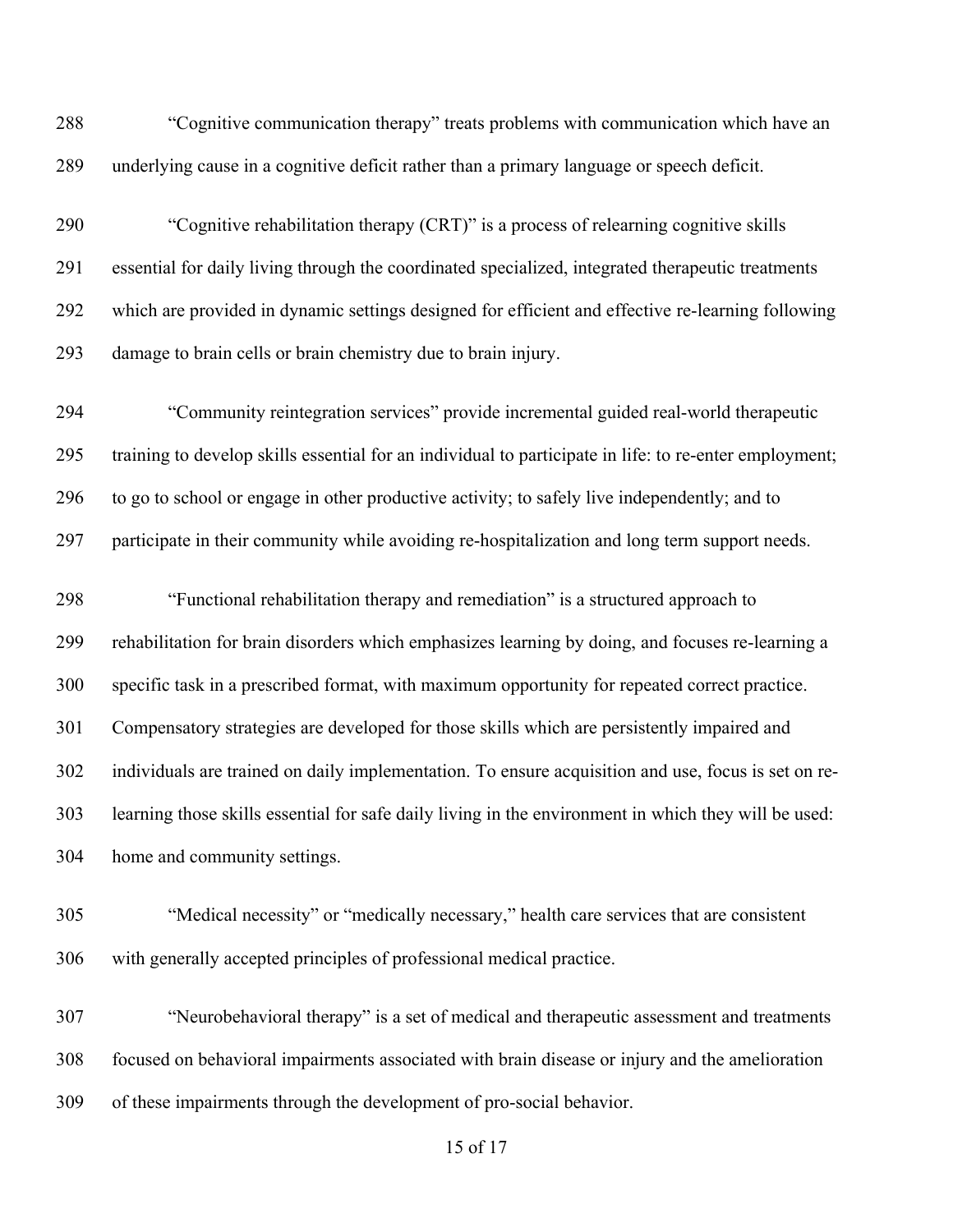"Cognitive communication therapy" treats problems with communication which have an underlying cause in a cognitive deficit rather than a primary language or speech deficit.

"Cognitive rehabilitation therapy (CRT)" is a process of relearning cognitive skills essential for daily living through the coordinated specialized, integrated therapeutic treatments which are provided in dynamic settings designed for efficient and effective re-learning following damage to brain cells or brain chemistry due to brain injury.

"Community reintegration services" provide incremental guided real-world therapeutic training to develop skills essential for an individual to participate in life: to re-enter employment; to go to school or engage in other productive activity; to safely live independently; and to participate in their community while avoiding re-hospitalization and long term support needs.

"Functional rehabilitation therapy and remediation" is a structured approach to rehabilitation for brain disorders which emphasizes learning by doing, and focuses re-learning a specific task in a prescribed format, with maximum opportunity for repeated correct practice. Compensatory strategies are developed for those skills which are persistently impaired and individuals are trained on daily implementation. To ensure acquisition and use, focus is set on re-learning those skills essential for safe daily living in the environment in which they will be used: home and community settings.

"Medical necessity" or "medically necessary," health care services that are consistent with generally accepted principles of professional medical practice.

"Neurobehavioral therapy" is a set of medical and therapeutic assessment and treatments focused on behavioral impairments associated with brain disease or injury and the amelioration of these impairments through the development of pro-social behavior.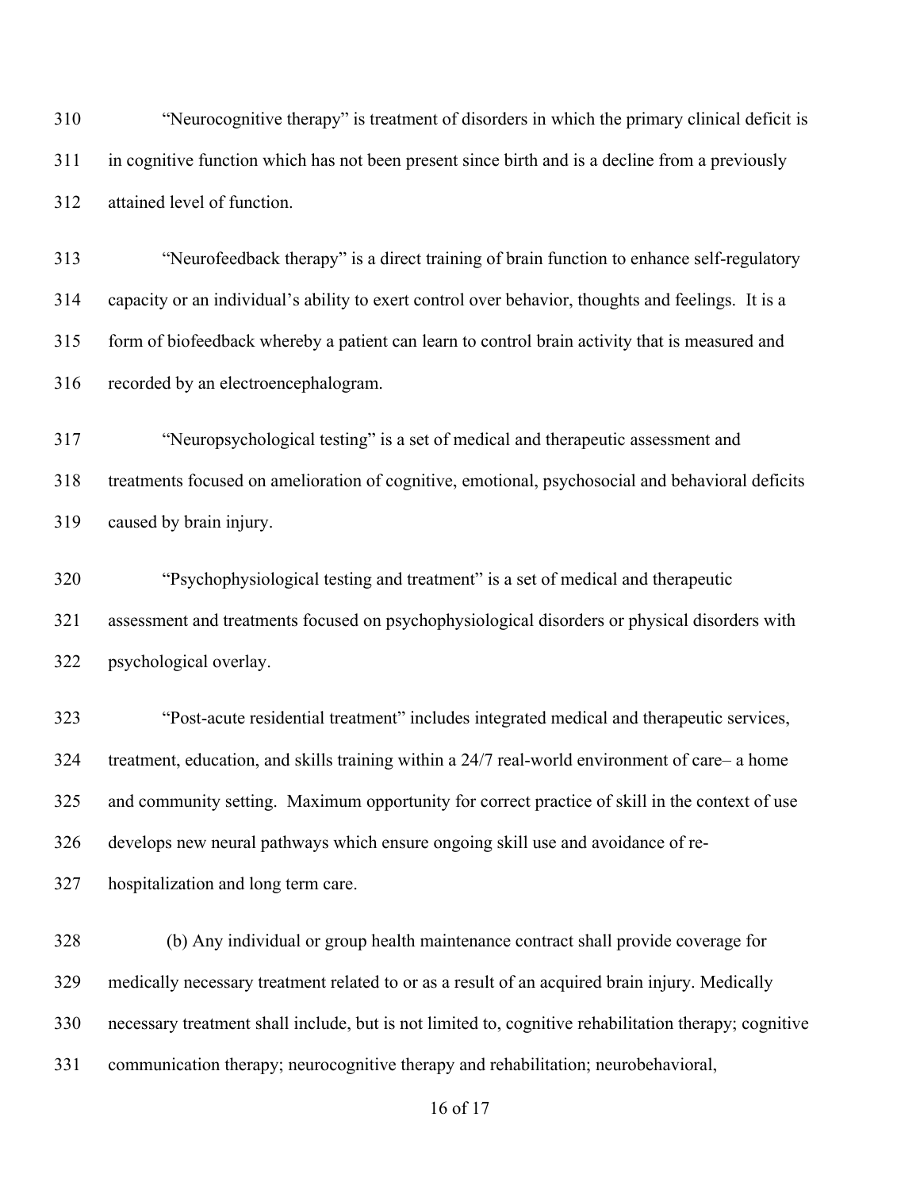"Neurocognitive therapy" is treatment of disorders in which the primary clinical deficit is in cognitive function which has not been present since birth and is a decline from a previously attained level of function.

"Neurofeedback therapy" is a direct training of brain function to enhance self-regulatory capacity or an individual's ability to exert control over behavior, thoughts and feelings. It is a form of biofeedback whereby a patient can learn to control brain activity that is measured and recorded by an electroencephalogram.

"Neuropsychological testing" is a set of medical and therapeutic assessment and treatments focused on amelioration of cognitive, emotional, psychosocial and behavioral deficits caused by brain injury.

"Psychophysiological testing and treatment" is a set of medical and therapeutic assessment and treatments focused on psychophysiological disorders or physical disorders with psychological overlay.

"Post-acute residential treatment" includes integrated medical and therapeutic services, treatment, education, and skills training within a 24/7 real-world environment of care– a home and community setting. Maximum opportunity for correct practice of skill in the context of use develops new neural pathways which ensure ongoing skill use and avoidance of re-hospitalization and long term care.

(b) Any individual or group health maintenance contract shall provide coverage for medically necessary treatment related to or as a result of an acquired brain injury. Medically necessary treatment shall include, but is not limited to, cognitive rehabilitation therapy; cognitive communication therapy; neurocognitive therapy and rehabilitation; neurobehavioral,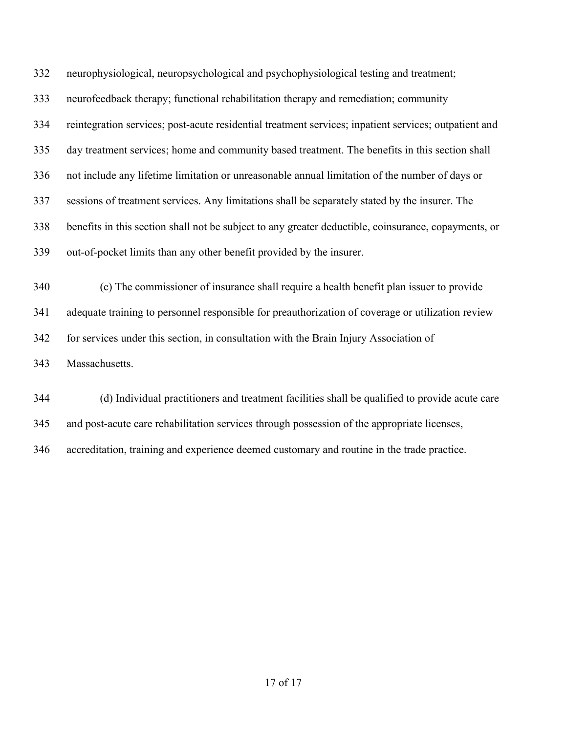neurophysiological, neuropsychological and psychophysiological testing and treatment; neurofeedback therapy; functional rehabilitation therapy and remediation; community reintegration services; post-acute residential treatment services; inpatient services; outpatient and day treatment services; home and community based treatment. The benefits in this section shall not include any lifetime limitation or unreasonable annual limitation of the number of days or sessions of treatment services. Any limitations shall be separately stated by the insurer. The benefits in this section shall not be subject to any greater deductible, coinsurance, copayments, or out-of-pocket limits than any other benefit provided by the insurer.

(c) The commissioner of insurance shall require a health benefit plan issuer to provide adequate training to personnel responsible for preauthorization of coverage or utilization review for services under this section, in consultation with the Brain Injury Association of Massachusetts.

(d) Individual practitioners and treatment facilities shall be qualified to provide acute care and post-acute care rehabilitation services through possession of the appropriate licenses, accreditation, training and experience deemed customary and routine in the trade practice.